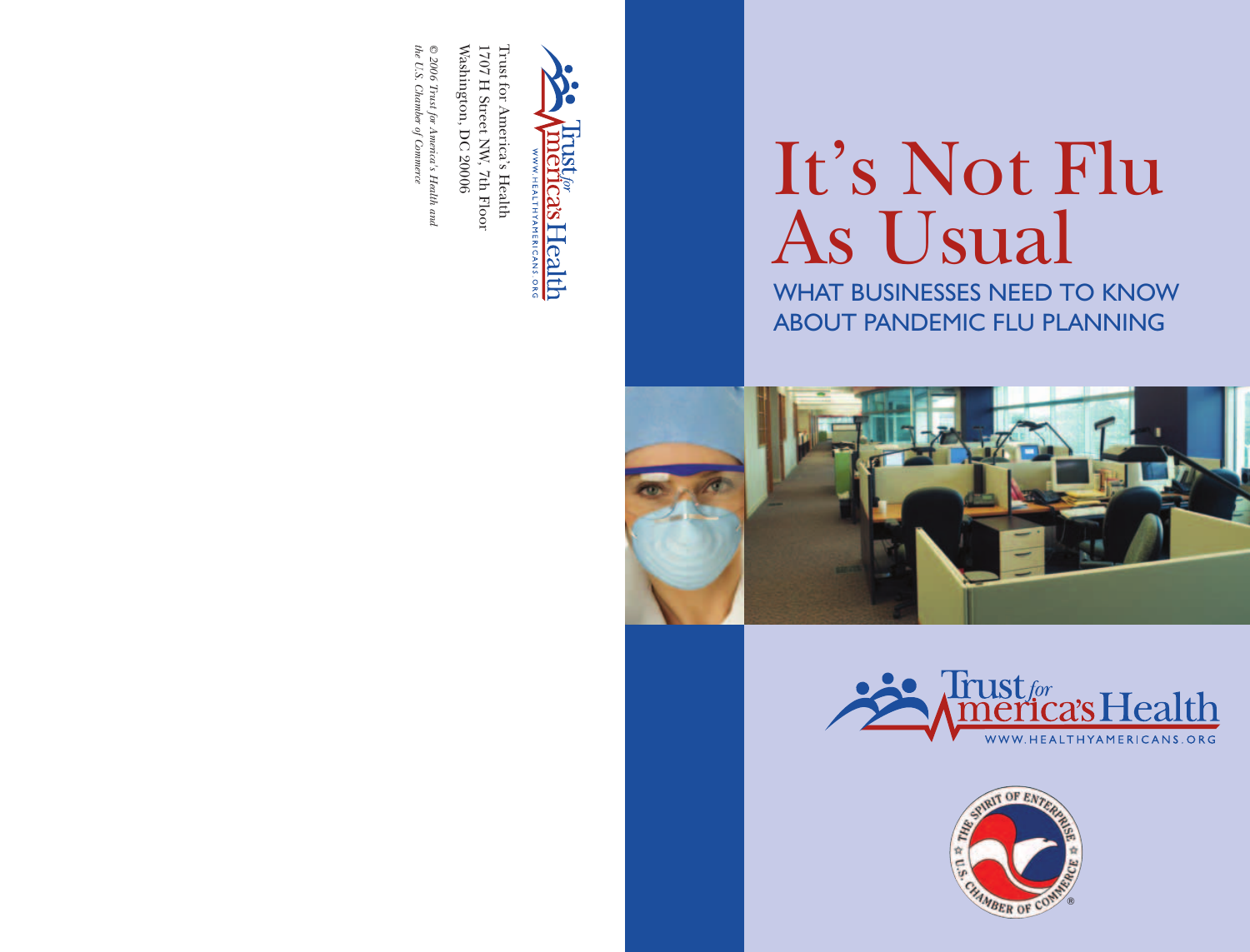# It's Not Flu As Usual

## WHAT BUSINESSES NEED TO KNOW ABOUT PANDEMIC FLU PLANNING

Trust for America's Health
WWW.HEALTHYAMERICANS.ORG

Trust for America's Health
1707 H Street NW, 7th Floor
Washington, DC 20006

*© 2006 Trust for America's Health and the U.S. Chamber of Commerce*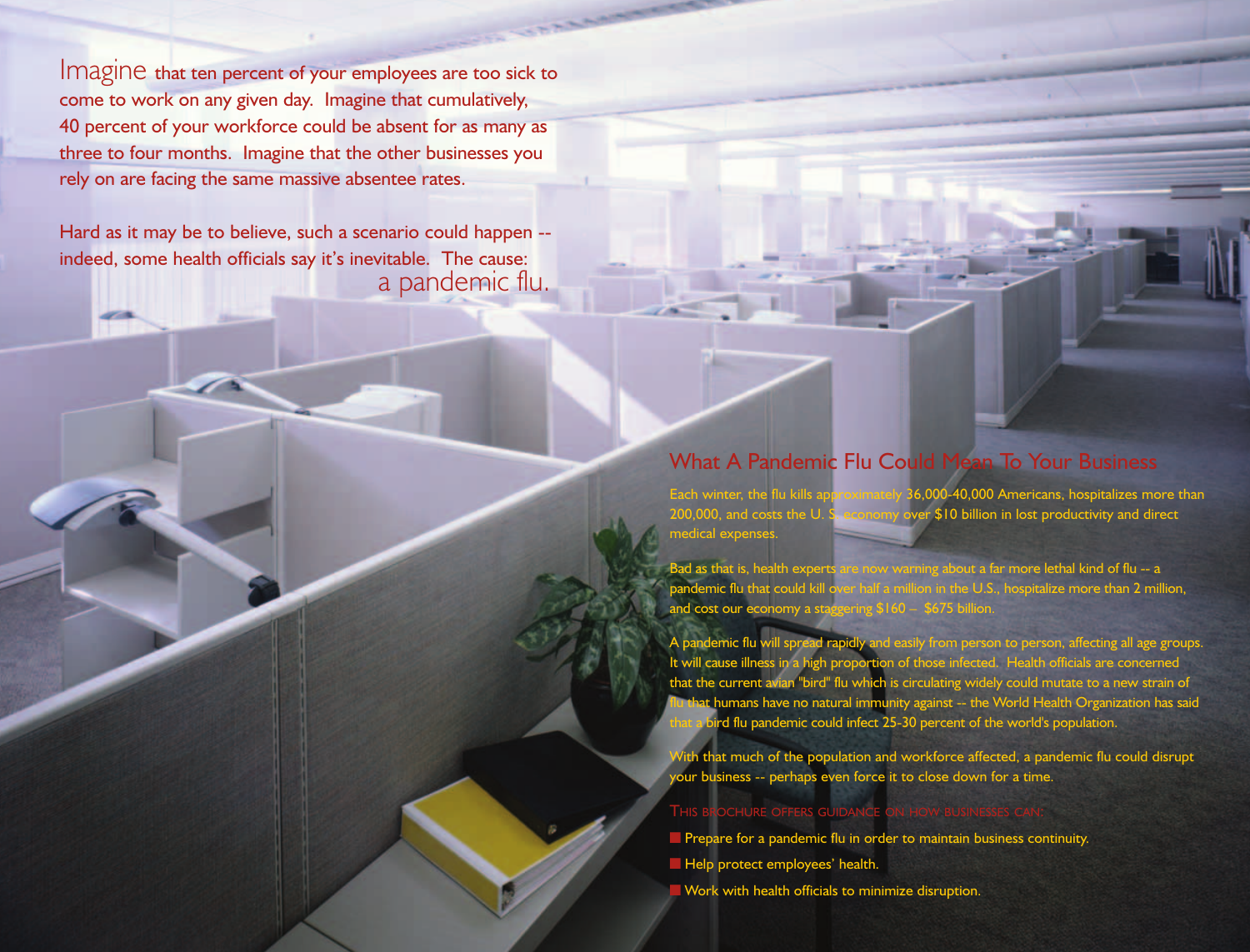Imagine that ten percent of your employees are too sick to come to work on any given day. Imagine that cumulatively, 40 percent of your workforce could be absent for as many as three to four months. Imagine that the other businesses you rely on are facing the same massive absentee rates.

Hard as it may be to believe, such a scenario could happen -- indeed, some health officials say it's inevitable. The cause: a pandemic flu.

## What A Pandemic Flu Could Mean To Your Business

Each winter, the flu kills approximately 36,000-40,000 Americans, hospitalizes more than 200,000, and costs the U. S. economy over $10 billion in lost productivity and direct medical expenses.

Bad as that is, health experts are now warning about a far more lethal kind of flu -- a pandemic flu that could kill over half a million in the U.S., hospitalize more than 2 million, and cost our economy a staggering $160 – $675 billion.

A pandemic flu will spread rapidly and easily from person to person, affecting all age groups. It will cause illness in a high proportion of those infected. Health officials are concerned that the current avian "bird" flu which is circulating widely could mutate to a new strain of flu that humans have no natural immunity against -- the World Health Organization has said that a bird flu pandemic could infect 25-30 percent of the world's population.

With that much of the population and workforce affected, a pandemic flu could disrupt your business -- perhaps even force it to close down for a time.

THIS BROCHURE OFFERS GUIDANCE ON HOW BUSINESSES CAN:

- Prepare for a pandemic flu in order to maintain business continuity.
- Help protect employees' health.
- Work with health officials to minimize disruption.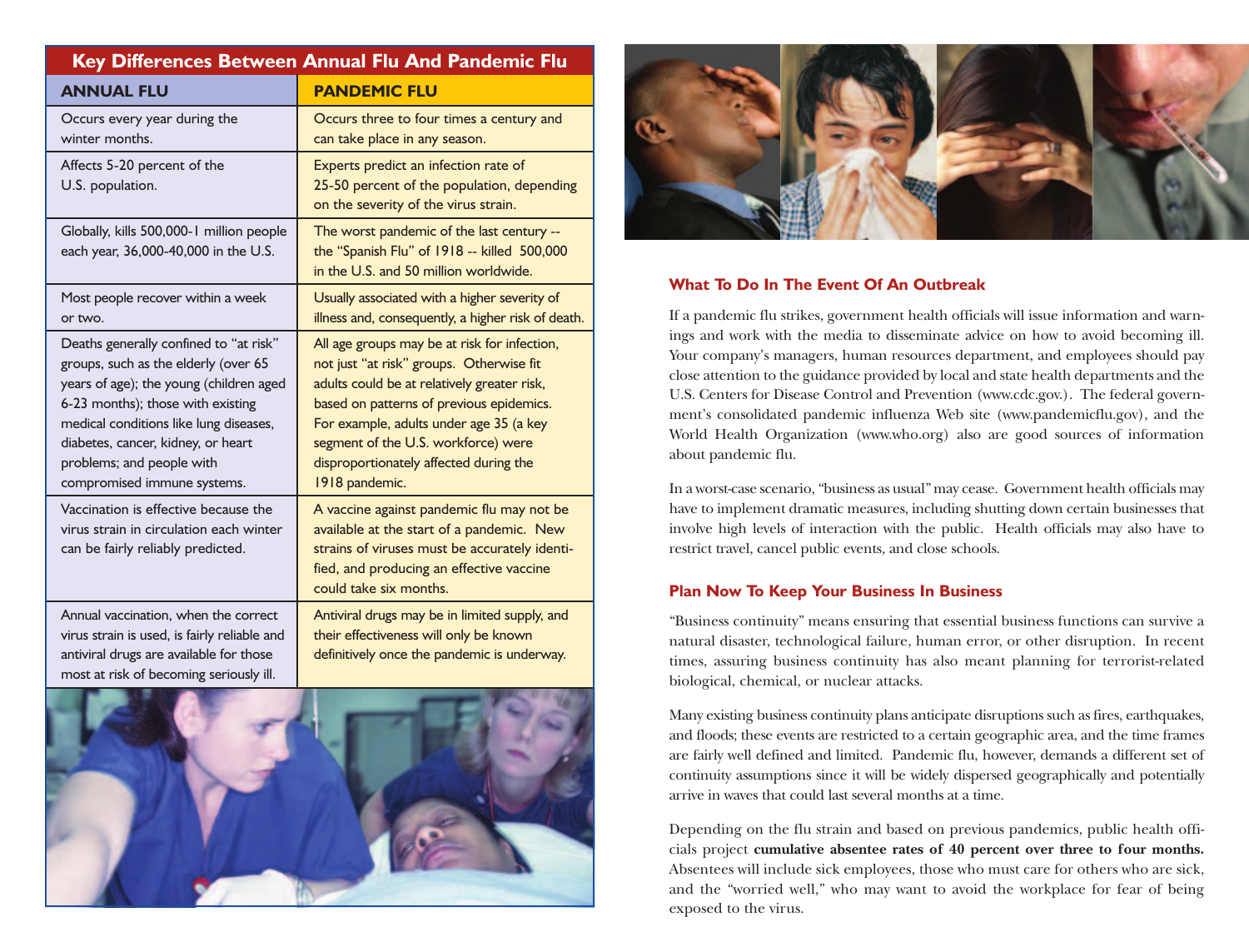## Key Differences Between Annual Flu And Pandemic Flu

| ANNUAL FLU | PANDEMIC FLU |
|---|---|
| Occurs every year during the winter months. | Occurs three to four times a century and can take place in any season. |
| Affects 5-20 percent of the U.S. population. | Experts predict an infection rate of 25-50 percent of the population, depending on the severity of the virus strain. |
| Globally, kills 500,000-1 million people each year, 36,000-40,000 in the U.S. | The worst pandemic of the last century -- the "Spanish Flu" of 1918 -- killed 500,000 in the U.S. and 50 million worldwide. |
| Most people recover within a week or two. | Usually associated with a higher severity of illness and, consequently, a higher risk of death. |
| Deaths generally confined to "at risk" groups, such as the elderly (over 65 years of age); the young (children aged 6-23 months); those with existing medical conditions like lung diseases, diabetes, cancer, kidney, or heart problems; and people with compromised immune systems. | All age groups may be at risk for infection, not just "at risk" groups. Otherwise fit adults could be at relatively greater risk, based on patterns of previous epidemics. For example, adults under age 35 (a key segment of the U.S. workforce) were disproportionately affected during the 1918 pandemic. |
| Vaccination is effective because the virus strain in circulation each winter can be fairly reliably predicted. | A vaccine against pandemic flu may not be available at the start of a pandemic. New strains of viruses must be accurately identified, and producing an effective vaccine could take six months. |
| Annual vaccination, when the correct virus strain is used, is fairly reliable and antiviral drugs are available for those most at risk of becoming seriously ill. | Antiviral drugs may be in limited supply, and their effectiveness will only be known definitively once the pandemic is underway. |

### What To Do In The Event Of An Outbreak

If a pandemic flu strikes, government health officials will issue information and warnings and work with the media to disseminate advice on how to avoid becoming ill. Your company's managers, human resources department, and employees should pay close attention to the guidance provided by local and state health departments and the U.S. Centers for Disease Control and Prevention (www.cdc.gov.). The federal government's consolidated pandemic influenza Web site (www.pandemicflu.gov), and the World Health Organization (www.who.org) also are good sources of information about pandemic flu.

In a worst-case scenario, "business as usual" may cease. Government health officials may have to implement dramatic measures, including shutting down certain businesses that involve high levels of interaction with the public. Health officials may also have to restrict travel, cancel public events, and close schools.

### Plan Now To Keep Your Business In Business

"Business continuity" means ensuring that essential business functions can survive a natural disaster, technological failure, human error, or other disruption. In recent times, assuring business continuity has also meant planning for terrorist-related biological, chemical, or nuclear attacks.

Many existing business continuity plans anticipate disruptions such as fires, earthquakes, and floods; these events are restricted to a certain geographic area, and the time frames are fairly well defined and limited. Pandemic flu, however, demands a different set of continuity assumptions since it will be widely dispersed geographically and potentially arrive in waves that could last several months at a time.

Depending on the flu strain and based on previous pandemics, public health officials project **cumulative absentee rates of 40 percent over three to four months.** Absentees will include sick employees, those who must care for others who are sick, and the "worried well," who may want to avoid the workplace for fear of being exposed to the virus.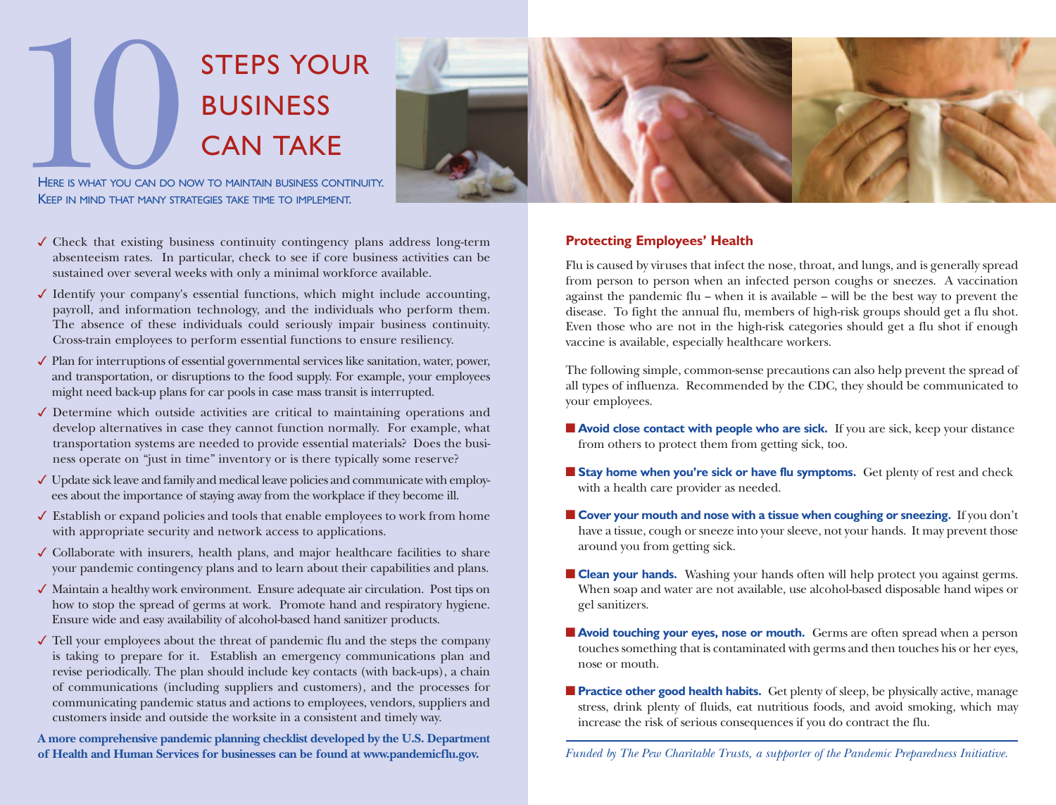# 10 STEPS YOUR BUSINESS CAN TAKE

HERE IS WHAT YOU CAN DO NOW TO MAINTAIN BUSINESS CONTINUITY. KEEP IN MIND THAT MANY STRATEGIES TAKE TIME TO IMPLEMENT.

- ✓ Check that existing business continuity contingency plans address long-term absenteeism rates. In particular, check to see if core business activities can be sustained over several weeks with only a minimal workforce available.
- ✓ Identify your company's essential functions, which might include accounting, payroll, and information technology, and the individuals who perform them. The absence of these individuals could seriously impair business continuity. Cross-train employees to perform essential functions to ensure resiliency.
- ✓ Plan for interruptions of essential governmental services like sanitation, water, power, and transportation, or disruptions to the food supply. For example, your employees might need back-up plans for car pools in case mass transit is interrupted.
- ✓ Determine which outside activities are critical to maintaining operations and develop alternatives in case they cannot function normally. For example, what transportation systems are needed to provide essential materials? Does the business operate on "just in time" inventory or is there typically some reserve?
- ✓ Update sick leave and family and medical leave policies and communicate with employees about the importance of staying away from the workplace if they become ill.
- ✓ Establish or expand policies and tools that enable employees to work from home with appropriate security and network access to applications.
- ✓ Collaborate with insurers, health plans, and major healthcare facilities to share your pandemic contingency plans and to learn about their capabilities and plans.
- ✓ Maintain a healthy work environment. Ensure adequate air circulation. Post tips on how to stop the spread of germs at work. Promote hand and respiratory hygiene. Ensure wide and easy availability of alcohol-based hand sanitizer products.
- ✓ Tell your employees about the threat of pandemic flu and the steps the company is taking to prepare for it. Establish an emergency communications plan and revise periodically. The plan should include key contacts (with back-ups), a chain of communications (including suppliers and customers), and the processes for communicating pandemic status and actions to employees, vendors, suppliers and customers inside and outside the worksite in a consistent and timely way.

**A more comprehensive pandemic planning checklist developed by the U.S. Department of Health and Human Services for businesses can be found at www.pandemicflu.gov.**

### Protecting Employees' Health

Flu is caused by viruses that infect the nose, throat, and lungs, and is generally spread from person to person when an infected person coughs or sneezes. A vaccination against the pandemic flu – when it is available – will be the best way to prevent the disease. To fight the annual flu, members of high-risk groups should get a flu shot. Even those who are not in the high-risk categories should get a flu shot if enough vaccine is available, especially healthcare workers.

The following simple, common-sense precautions can also help prevent the spread of all types of influenza. Recommended by the CDC, they should be communicated to your employees.

- **Avoid close contact with people who are sick.** If you are sick, keep your distance from others to protect them from getting sick, too.
- **Stay home when you're sick or have flu symptoms.** Get plenty of rest and check with a health care provider as needed.
- **Cover your mouth and nose with a tissue when coughing or sneezing.** If you don't have a tissue, cough or sneeze into your sleeve, not your hands. It may prevent those around you from getting sick.
- **Clean your hands.** Washing your hands often will help protect you against germs. When soap and water are not available, use alcohol-based disposable hand wipes or gel sanitizers.
- **Avoid touching your eyes, nose or mouth.** Germs are often spread when a person touches something that is contaminated with germs and then touches his or her eyes, nose or mouth.
- **Practice other good health habits.** Get plenty of sleep, be physically active, manage stress, drink plenty of fluids, eat nutritious foods, and avoid smoking, which may increase the risk of serious consequences if you do contract the flu.

*Funded by The Pew Charitable Trusts, a supporter of the Pandemic Preparedness Initiative.*